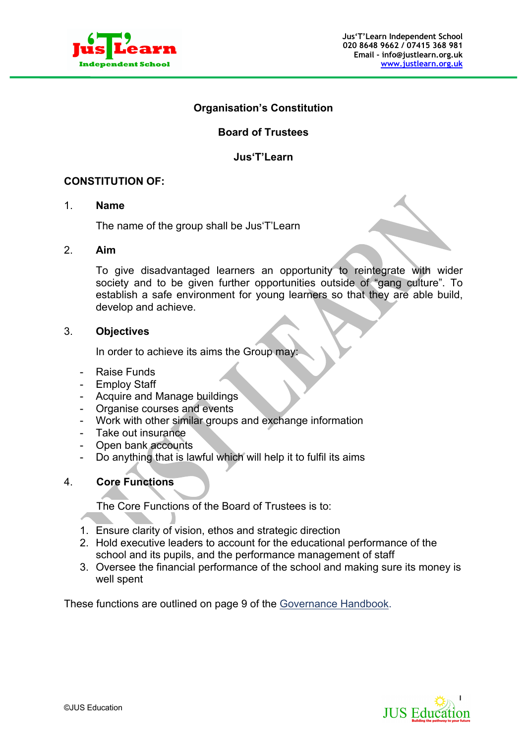# Organisation's Constitution

## Board of Trustees

## Jus'T'Learn

**CONSTITUTION OF:**

1. **Name**

   The name of the group shall be Jus'T'Learn

2. **Aim**

   To give disadvantaged learners an opportunity to reintegrate with wider society and to be given further opportunities outside of "gang culture". To establish a safe environment for young learners so that they are able build, develop and achieve.

3. **Objectives**

   In order to achieve its aims the Group may:

- Raise Funds
- Employ Staff
- Acquire and Manage buildings
- Organise courses and events
- Work with other similar groups and exchange information
- Take out insurance
- Open bank accounts
- Do anything that is lawful which will help it to fulfil its aims

4. **Core Functions**

   The Core Functions of the Board of Trustees is to:

1. Ensure clarity of vision, ethos and strategic direction
2. Hold executive leaders to account for the educational performance of the school and its pupils, and the performance management of staff
3. Oversee the financial performance of the school and making sure its money is well spent

These functions are outlined on page 9 of the Governance Handbook.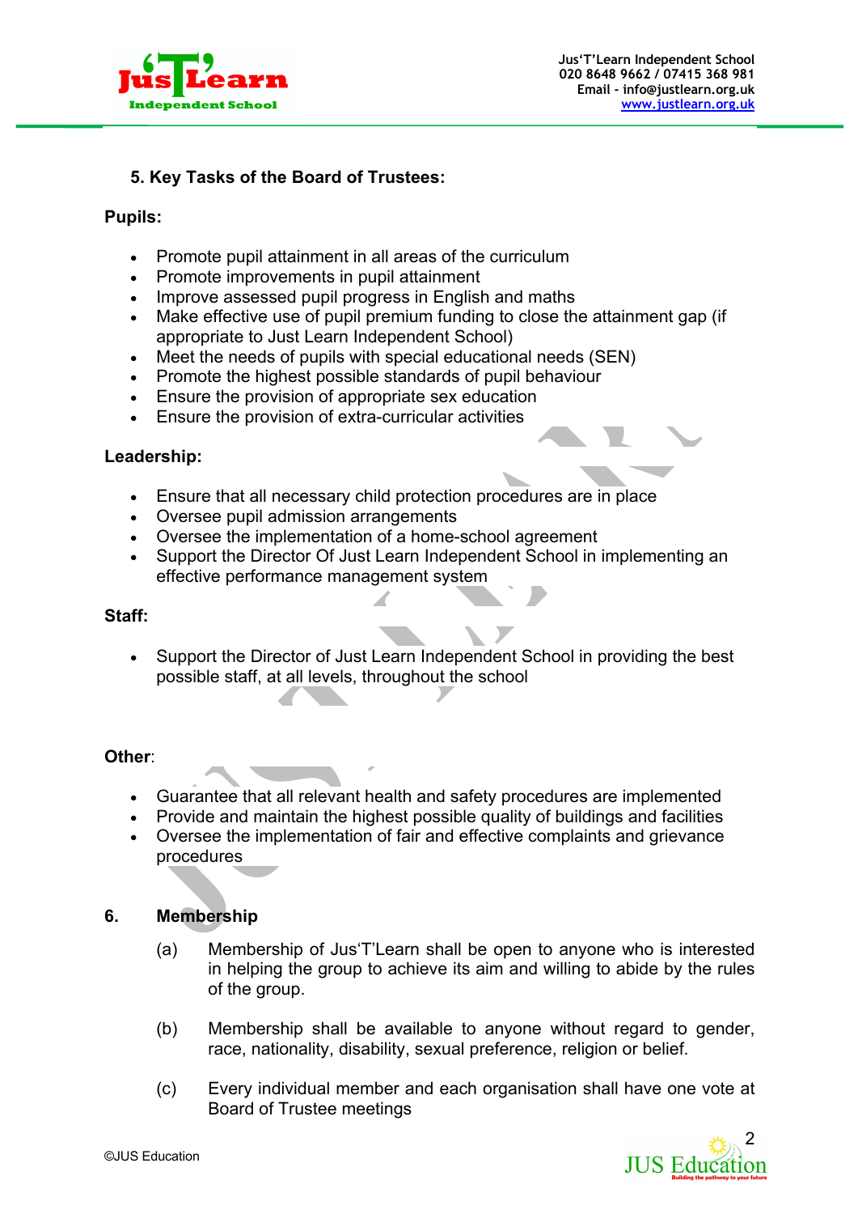## 5. Key Tasks of the Board of Trustees:

**Pupils:**

- Promote pupil attainment in all areas of the curriculum
- Promote improvements in pupil attainment
- Improve assessed pupil progress in English and maths
- Make effective use of pupil premium funding to close the attainment gap (if appropriate to Just Learn Independent School)
- Meet the needs of pupils with special educational needs (SEN)
- Promote the highest possible standards of pupil behaviour
- Ensure the provision of appropriate sex education
- Ensure the provision of extra-curricular activities

**Leadership:**

- Ensure that all necessary child protection procedures are in place
- Oversee pupil admission arrangements
- Oversee the implementation of a home-school agreement
- Support the Director Of Just Learn Independent School in implementing an effective performance management system

**Staff:**

- Support the Director of Just Learn Independent School in providing the best possible staff, at all levels, throughout the school

**Other**:

- Guarantee that all relevant health and safety procedures are implemented
- Provide and maintain the highest possible quality of buildings and facilities
- Oversee the implementation of fair and effective complaints and grievance procedures

## 6. Membership

(a) Membership of Jus'T'Learn shall be open to anyone who is interested in helping the group to achieve its aim and willing to abide by the rules of the group.

(b) Membership shall be available to anyone without regard to gender, race, nationality, disability, sexual preference, religion or belief.

(c) Every individual member and each organisation shall have one vote at Board of Trustee meetings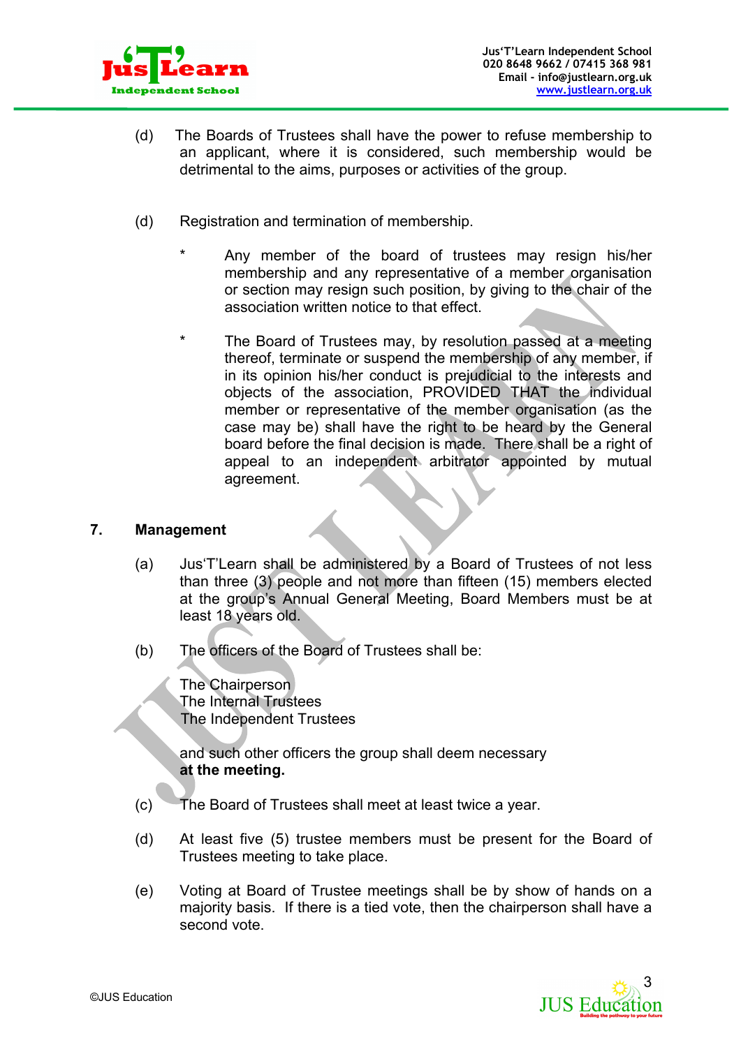(d) The Boards of Trustees shall have the power to refuse membership to an applicant, where it is considered, such membership would be detrimental to the aims, purposes or activities of the group.

(d) Registration and termination of membership.

- Any member of the board of trustees may resign his/her membership and any representative of a member organisation or section may resign such position, by giving to the chair of the association written notice to that effect.

- The Board of Trustees may, by resolution passed at a meeting thereof, terminate or suspend the membership of any member, if in its opinion his/her conduct is prejudicial to the interests and objects of the association, PROVIDED THAT the individual member or representative of the member organisation (as the case may be) shall have the right to be heard by the General board before the final decision is made. There shall be a right of appeal to an independent arbitrator appointed by mutual agreement.

## 7. Management

(a) Jus'T'Learn shall be administered by a Board of Trustees of not less than three (3) people and not more than fifteen (15) members elected at the group's Annual General Meeting, Board Members must be at least 18 years old.

(b) The officers of the Board of Trustees shall be:

The Chairperson
The Internal Trustees
The Independent Trustees

and such other officers the group shall deem necessary **at the meeting.**

(c) The Board of Trustees shall meet at least twice a year.

(d) At least five (5) trustee members must be present for the Board of Trustees meeting to take place.

(e) Voting at Board of Trustee meetings shall be by show of hands on a majority basis. If there is a tied vote, then the chairperson shall have a second vote.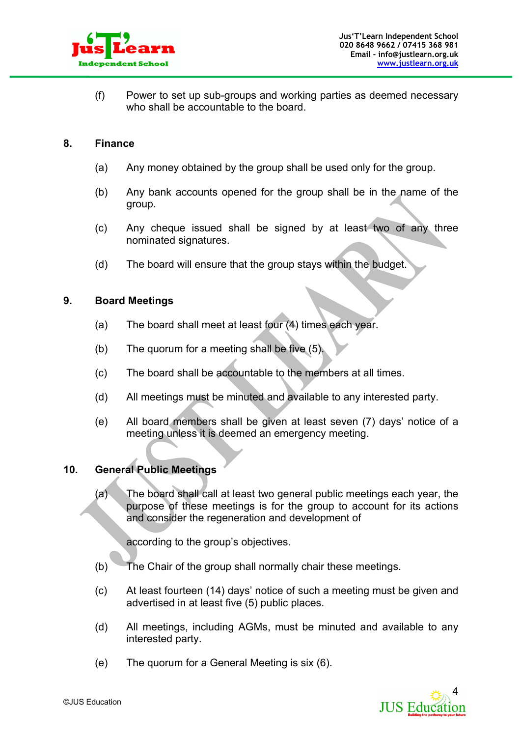(f) Power to set up sub-groups and working parties as deemed necessary who shall be accountable to the board.

## 8. Finance

(a) Any money obtained by the group shall be used only for the group.

(b) Any bank accounts opened for the group shall be in the name of the group.

(c) Any cheque issued shall be signed by at least two of any three nominated signatures.

(d) The board will ensure that the group stays within the budget.

## 9. Board Meetings

(a) The board shall meet at least four (4) times each year.

(b) The quorum for a meeting shall be five (5).

(c) The board shall be accountable to the members at all times.

(d) All meetings must be minuted and available to any interested party.

(e) All board members shall be given at least seven (7) days' notice of a meeting unless it is deemed an emergency meeting.

## 10. General Public Meetings

(a) The board shall call at least two general public meetings each year, the purpose of these meetings is for the group to account for its actions and consider the regeneration and development of

according to the group's objectives.

(b) The Chair of the group shall normally chair these meetings.

(c) At least fourteen (14) days' notice of such a meeting must be given and advertised in at least five (5) public places.

(d) All meetings, including AGMs, must be minuted and available to any interested party.

(e) The quorum for a General Meeting is six (6).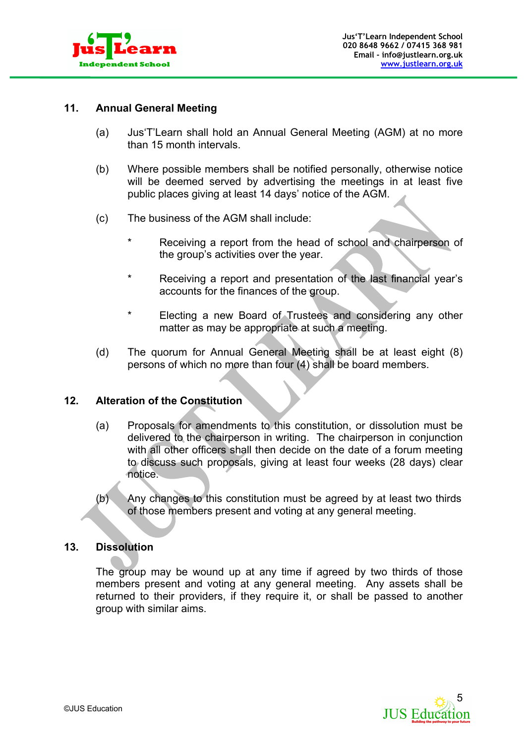## 11. Annual General Meeting

(a) Jus'T'Learn shall hold an Annual General Meeting (AGM) at no more than 15 month intervals.

(b) Where possible members shall be notified personally, otherwise notice will be deemed served by advertising the meetings in at least five public places giving at least 14 days' notice of the AGM.

(c) The business of the AGM shall include:

* Receiving a report from the head of school and chairperson of the group's activities over the year.

* Receiving a report and presentation of the last financial year's accounts for the finances of the group.

* Electing a new Board of Trustees and considering any other matter as may be appropriate at such a meeting.

(d) The quorum for Annual General Meeting shall be at least eight (8) persons of which no more than four (4) shall be board members.

## 12. Alteration of the Constitution

(a) Proposals for amendments to this constitution, or dissolution must be delivered to the chairperson in writing. The chairperson in conjunction with all other officers shall then decide on the date of a forum meeting to discuss such proposals, giving at least four weeks (28 days) clear notice.

(b) Any changes to this constitution must be agreed by at least two thirds of those members present and voting at any general meeting.

## 13. Dissolution

The group may be wound up at any time if agreed by two thirds of those members present and voting at any general meeting. Any assets shall be returned to their providers, if they require it, or shall be passed to another group with similar aims.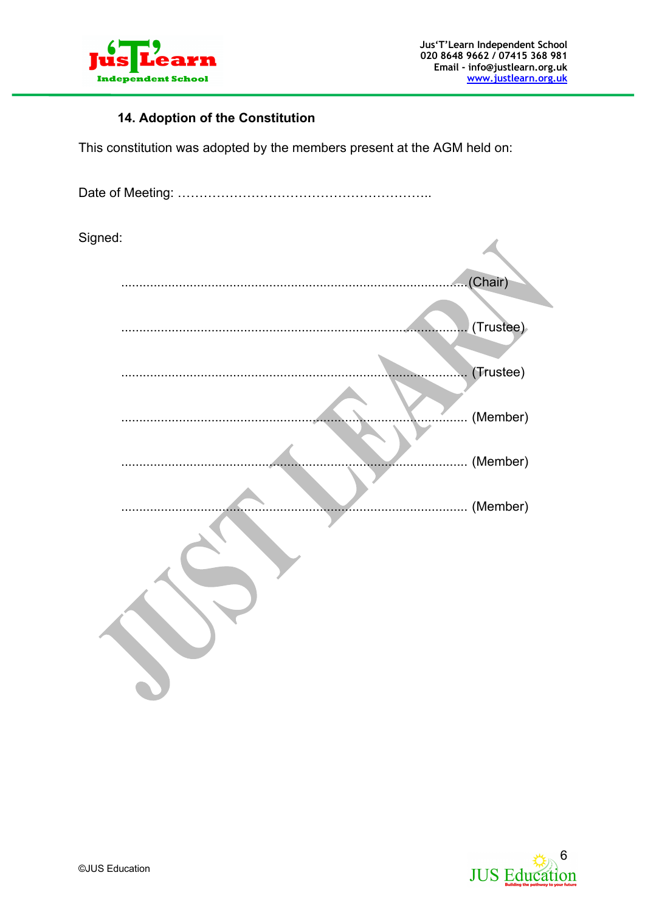### 14. Adoption of the Constitution

This constitution was adopted by the members present at the AGM held on:

Date of Meeting: …………………………………………………..

Signed:

………………………………………………………………………………… (Chair)

………………………………………………………………………………… (Trustee)

………………………………………………………………………………… (Trustee)

………………………………………………………………………………… (Member)

………………………………………………………………………………… (Member)

………………………………………………………………………………… (Member)